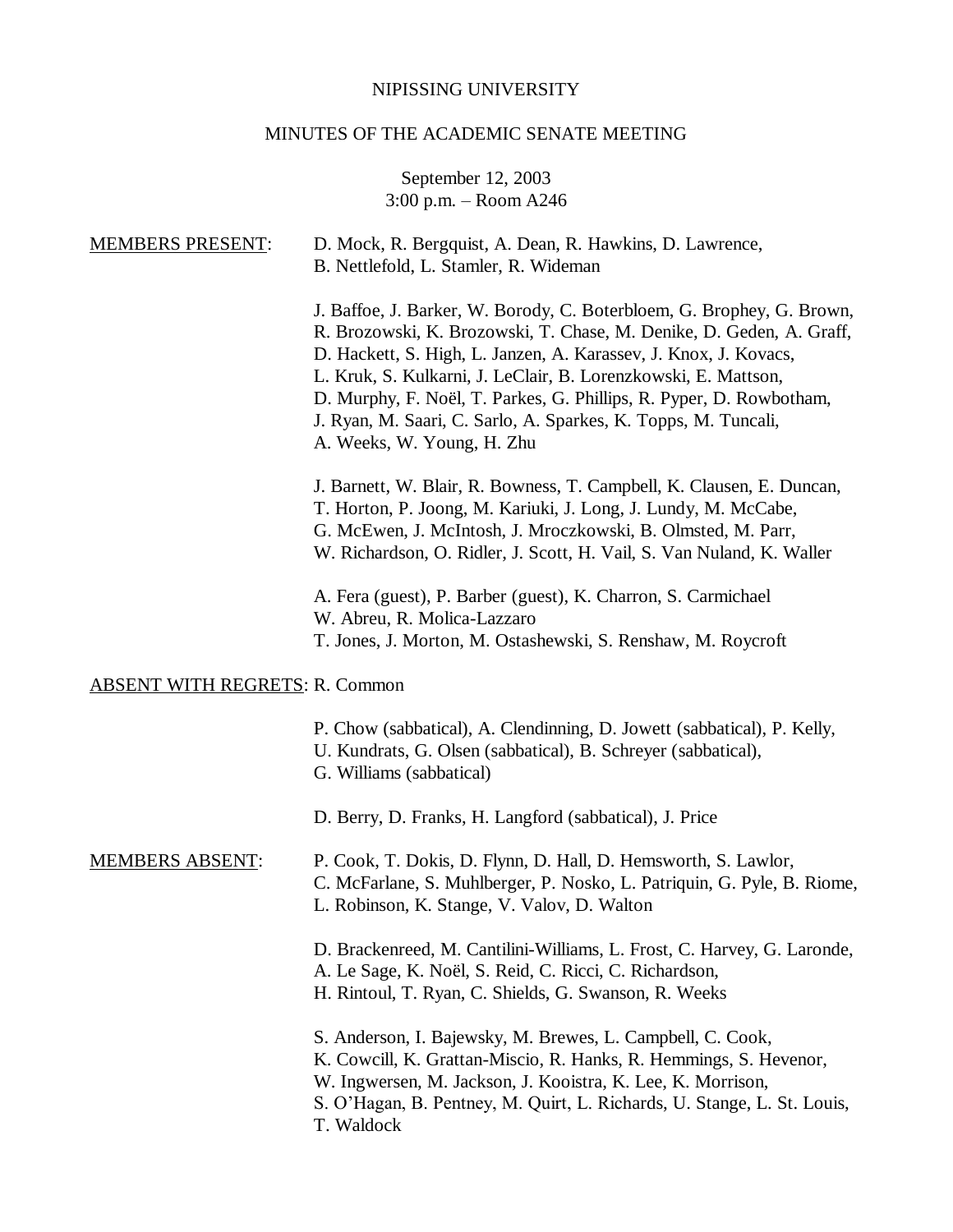NIPISSING UNIVERSITY

MINUTES OF THE ACADEMIC SENATE MEETING

September 12, 2003
3:00 p.m. – Room A246

MEMBERS PRESENT:

D. Mock, R. Bergquist, A. Dean, R. Hawkins, D. Lawrence, B. Nettlefold, L. Stamler, R. Wideman

J. Baffoe, J. Barker, W. Borody, C. Boterbloem, G. Brophey, G. Brown, R. Brozowski, K. Brozowski, T. Chase, M. Denike, D. Geden, A. Graff, D. Hackett, S. High, L. Janzen, A. Karassev, J. Knox, J. Kovacs, L. Kruk, S. Kulkarni, J. LeClair, B. Lorenzkowski, E. Mattson, D. Murphy, F. Noël, T. Parkes, G. Phillips, R. Pyper, D. Rowbotham, J. Ryan, M. Saari, C. Sarlo, A. Sparkes, K. Topps, M. Tuncali, A. Weeks, W. Young, H. Zhu

J. Barnett, W. Blair, R. Bowness, T. Campbell, K. Clausen, E. Duncan, T. Horton, P. Joong, M. Kariuki, J. Long, J. Lundy, M. McCabe, G. McEwen, J. McIntosh, J. Mroczkowski, B. Olmsted, M. Parr, W. Richardson, O. Ridler, J. Scott, H. Vail, S. Van Nuland, K. Waller

A. Fera (guest), P. Barber (guest), K. Charron, S. Carmichael
W. Abreu, R. Molica-Lazzaro
T. Jones, J. Morton, M. Ostashewski, S. Renshaw, M. Roycroft

ABSENT WITH REGRETS: R. Common

P. Chow (sabbatical), A. Clendinning, D. Jowett (sabbatical), P. Kelly, U. Kundrats, G. Olsen (sabbatical), B. Schreyer (sabbatical), G. Williams (sabbatical)

D. Berry, D. Franks, H. Langford (sabbatical), J. Price

MEMBERS ABSENT:

P. Cook, T. Dokis, D. Flynn, D. Hall, D. Hemsworth, S. Lawlor, C. McFarlane, S. Muhlberger, P. Nosko, L. Patriquin, G. Pyle, B. Riome, L. Robinson, K. Stange, V. Valov, D. Walton

D. Brackenreed, M. Cantilini-Williams, L. Frost, C. Harvey, G. Laronde, A. Le Sage, K. Noël, S. Reid, C. Ricci, C. Richardson, H. Rintoul, T. Ryan, C. Shields, G. Swanson, R. Weeks

S. Anderson, I. Bajewsky, M. Brewes, L. Campbell, C. Cook, K. Cowcill, K. Grattan-Miscio, R. Hanks, R. Hemmings, S. Hevenor, W. Ingwersen, M. Jackson, J. Kooistra, K. Lee, K. Morrison, S. O'Hagan, B. Pentney, M. Quirt, L. Richards, U. Stange, L. St. Louis, T. Waldock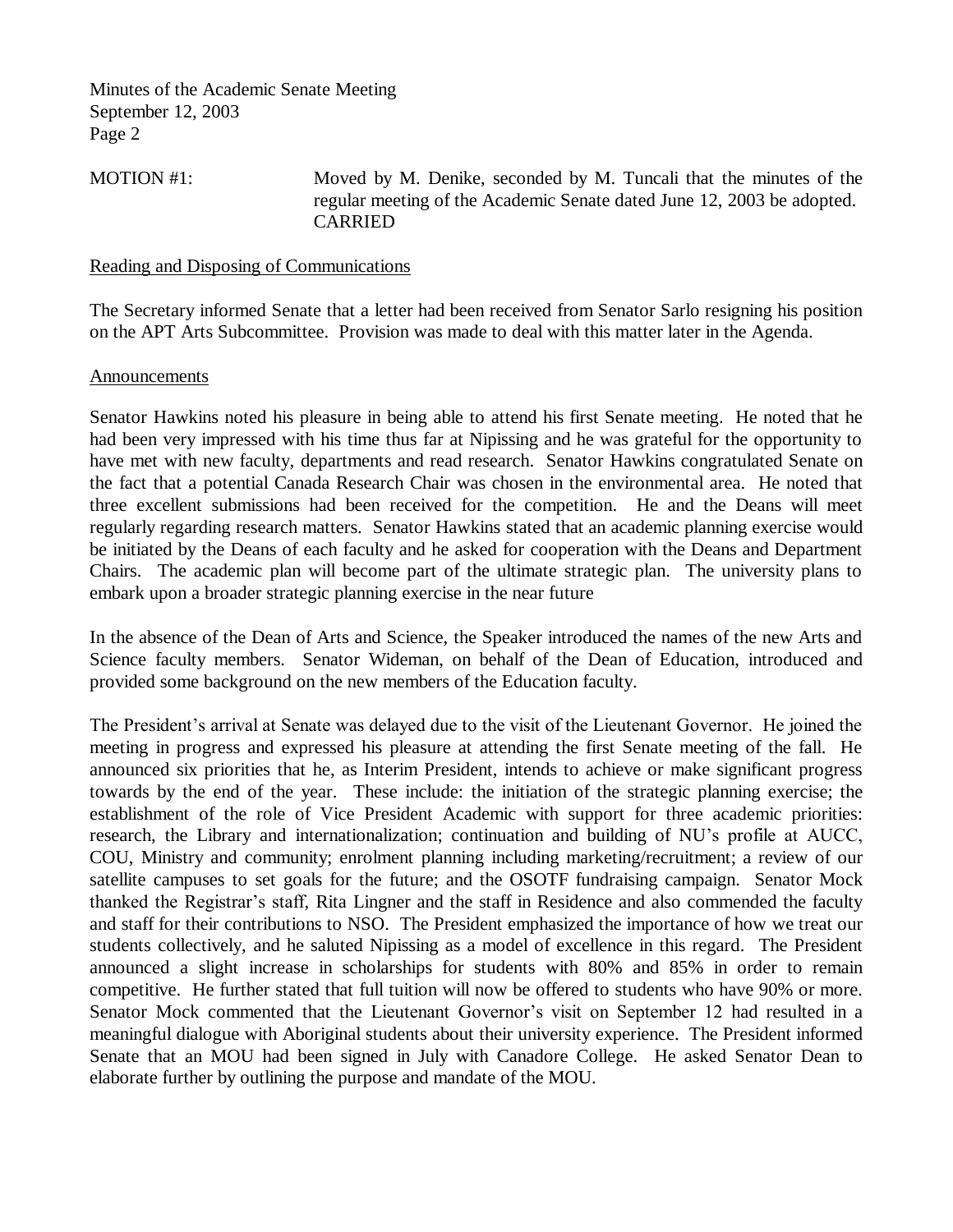MOTION #1: Moved by M. Denike, seconded by M. Tuncali that the minutes of the regular meeting of the Academic Senate dated June 12, 2003 be adopted.
CARRIED

Reading and Disposing of Communications

The Secretary informed Senate that a letter had been received from Senator Sarlo resigning his position on the APT Arts Subcommittee. Provision was made to deal with this matter later in the Agenda.

Announcements

Senator Hawkins noted his pleasure in being able to attend his first Senate meeting. He noted that he had been very impressed with his time thus far at Nipissing and he was grateful for the opportunity to have met with new faculty, departments and read research. Senator Hawkins congratulated Senate on the fact that a potential Canada Research Chair was chosen in the environmental area. He noted that three excellent submissions had been received for the competition. He and the Deans will meet regularly regarding research matters. Senator Hawkins stated that an academic planning exercise would be initiated by the Deans of each faculty and he asked for cooperation with the Deans and Department Chairs. The academic plan will become part of the ultimate strategic plan. The university plans to embark upon a broader strategic planning exercise in the near future

In the absence of the Dean of Arts and Science, the Speaker introduced the names of the new Arts and Science faculty members. Senator Wideman, on behalf of the Dean of Education, introduced and provided some background on the new members of the Education faculty.

The President's arrival at Senate was delayed due to the visit of the Lieutenant Governor. He joined the meeting in progress and expressed his pleasure at attending the first Senate meeting of the fall. He announced six priorities that he, as Interim President, intends to achieve or make significant progress towards by the end of the year. These include: the initiation of the strategic planning exercise; the establishment of the role of Vice President Academic with support for three academic priorities: research, the Library and internationalization; continuation and building of NU's profile at AUCC, COU, Ministry and community; enrolment planning including marketing/recruitment; a review of our satellite campuses to set goals for the future; and the OSOTF fundraising campaign. Senator Mock thanked the Registrar's staff, Rita Lingner and the staff in Residence and also commended the faculty and staff for their contributions to NSO. The President emphasized the importance of how we treat our students collectively, and he saluted Nipissing as a model of excellence in this regard. The President announced a slight increase in scholarships for students with 80% and 85% in order to remain competitive. He further stated that full tuition will now be offered to students who have 90% or more. Senator Mock commented that the Lieutenant Governor's visit on September 12 had resulted in a meaningful dialogue with Aboriginal students about their university experience. The President informed Senate that an MOU had been signed in July with Canadore College. He asked Senator Dean to elaborate further by outlining the purpose and mandate of the MOU.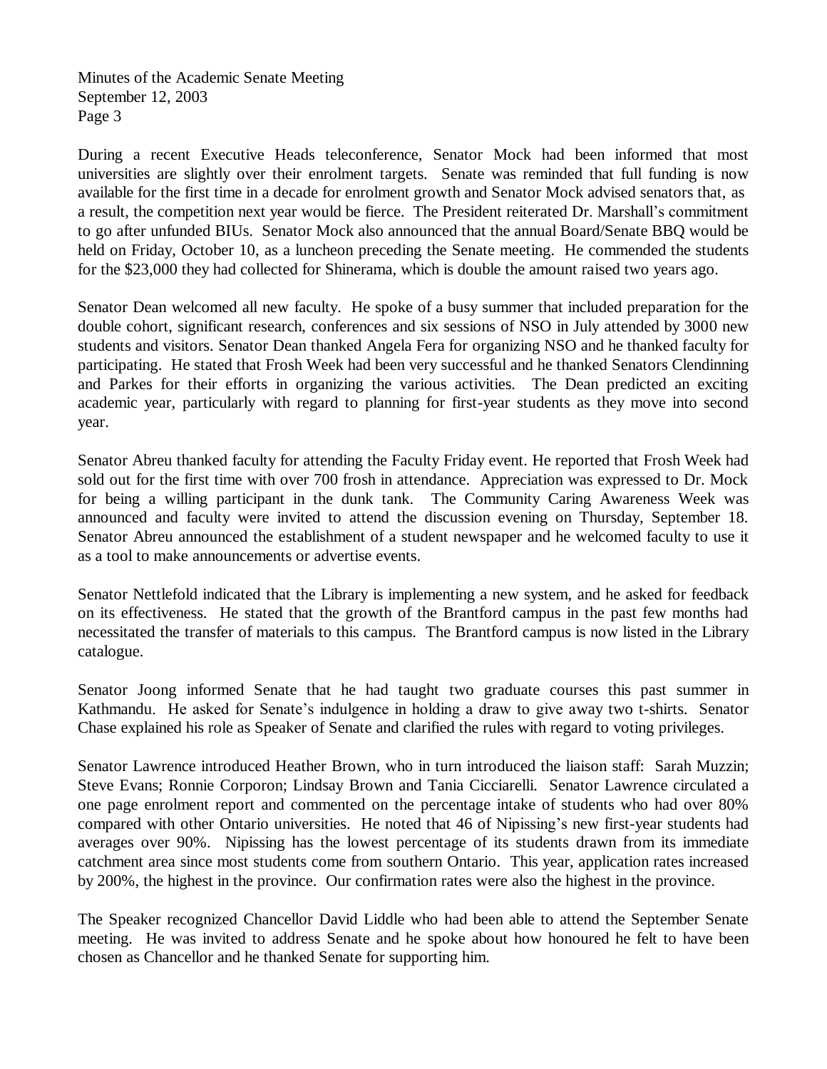During a recent Executive Heads teleconference, Senator Mock had been informed that most universities are slightly over their enrolment targets. Senate was reminded that full funding is now available for the first time in a decade for enrolment growth and Senator Mock advised senators that, as a result, the competition next year would be fierce. The President reiterated Dr. Marshall's commitment to go after unfunded BIUs. Senator Mock also announced that the annual Board/Senate BBQ would be held on Friday, October 10, as a luncheon preceding the Senate meeting. He commended the students for the $23,000 they had collected for Shinerama, which is double the amount raised two years ago.

Senator Dean welcomed all new faculty. He spoke of a busy summer that included preparation for the double cohort, significant research, conferences and six sessions of NSO in July attended by 3000 new students and visitors. Senator Dean thanked Angela Fera for organizing NSO and he thanked faculty for participating. He stated that Frosh Week had been very successful and he thanked Senators Clendinning and Parkes for their efforts in organizing the various activities. The Dean predicted an exciting academic year, particularly with regard to planning for first-year students as they move into second year.

Senator Abreu thanked faculty for attending the Faculty Friday event. He reported that Frosh Week had sold out for the first time with over 700 frosh in attendance. Appreciation was expressed to Dr. Mock for being a willing participant in the dunk tank. The Community Caring Awareness Week was announced and faculty were invited to attend the discussion evening on Thursday, September 18. Senator Abreu announced the establishment of a student newspaper and he welcomed faculty to use it as a tool to make announcements or advertise events.

Senator Nettlefold indicated that the Library is implementing a new system, and he asked for feedback on its effectiveness. He stated that the growth of the Brantford campus in the past few months had necessitated the transfer of materials to this campus. The Brantford campus is now listed in the Library catalogue.

Senator Joong informed Senate that he had taught two graduate courses this past summer in Kathmandu. He asked for Senate's indulgence in holding a draw to give away two t-shirts. Senator Chase explained his role as Speaker of Senate and clarified the rules with regard to voting privileges.

Senator Lawrence introduced Heather Brown, who in turn introduced the liaison staff: Sarah Muzzin; Steve Evans; Ronnie Corporon; Lindsay Brown and Tania Cicciarelli. Senator Lawrence circulated a one page enrolment report and commented on the percentage intake of students who had over 80% compared with other Ontario universities. He noted that 46 of Nipissing's new first-year students had averages over 90%. Nipissing has the lowest percentage of its students drawn from its immediate catchment area since most students come from southern Ontario. This year, application rates increased by 200%, the highest in the province. Our confirmation rates were also the highest in the province.

The Speaker recognized Chancellor David Liddle who had been able to attend the September Senate meeting. He was invited to address Senate and he spoke about how honoured he felt to have been chosen as Chancellor and he thanked Senate for supporting him.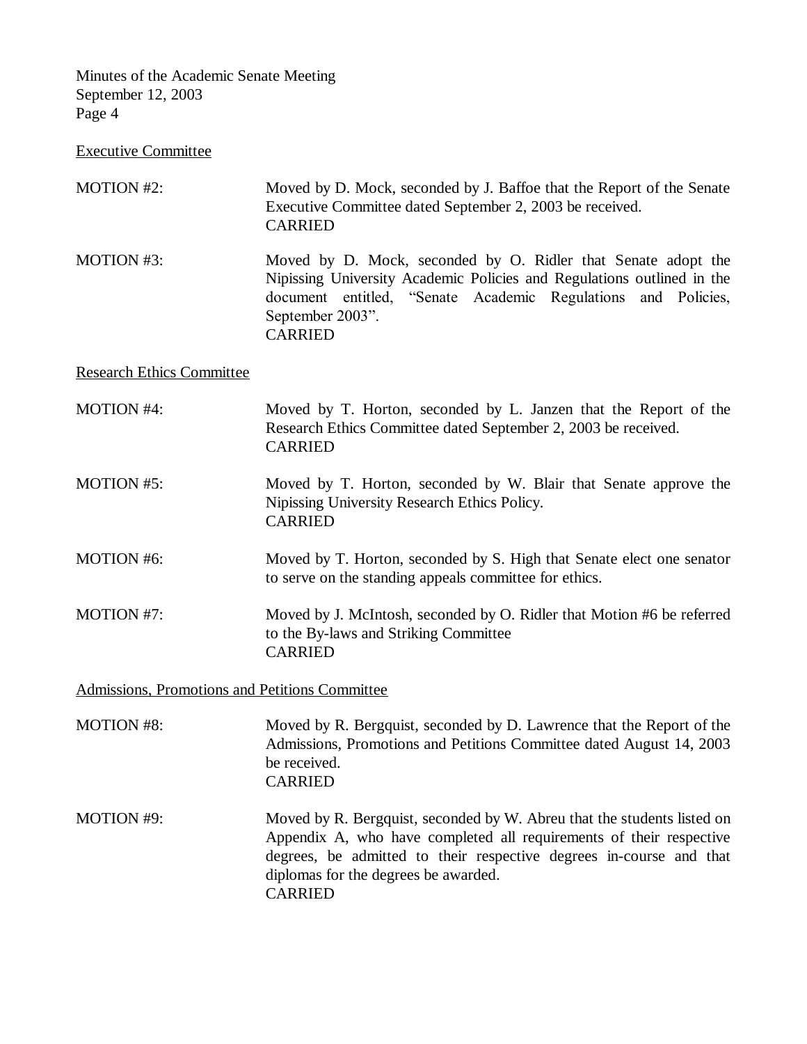## Executive Committee

MOTION #2: Moved by D. Mock, seconded by J. Baffoe that the Report of the Senate Executive Committee dated September 2, 2003 be received.
CARRIED

MOTION #3: Moved by D. Mock, seconded by O. Ridler that Senate adopt the Nipissing University Academic Policies and Regulations outlined in the document entitled, "Senate Academic Regulations and Policies, September 2003".
CARRIED

## Research Ethics Committee

MOTION #4: Moved by T. Horton, seconded by L. Janzen that the Report of the Research Ethics Committee dated September 2, 2003 be received.
CARRIED

MOTION #5: Moved by T. Horton, seconded by W. Blair that Senate approve the Nipissing University Research Ethics Policy.
CARRIED

MOTION #6: Moved by T. Horton, seconded by S. High that Senate elect one senator to serve on the standing appeals committee for ethics.

MOTION #7: Moved by J. McIntosh, seconded by O. Ridler that Motion #6 be referred to the By-laws and Striking Committee
CARRIED

## Admissions, Promotions and Petitions Committee

MOTION #8: Moved by R. Bergquist, seconded by D. Lawrence that the Report of the Admissions, Promotions and Petitions Committee dated August 14, 2003 be received.
CARRIED

MOTION #9: Moved by R. Bergquist, seconded by W. Abreu that the students listed on Appendix A, who have completed all requirements of their respective degrees, be admitted to their respective degrees in-course and that diplomas for the degrees be awarded.
CARRIED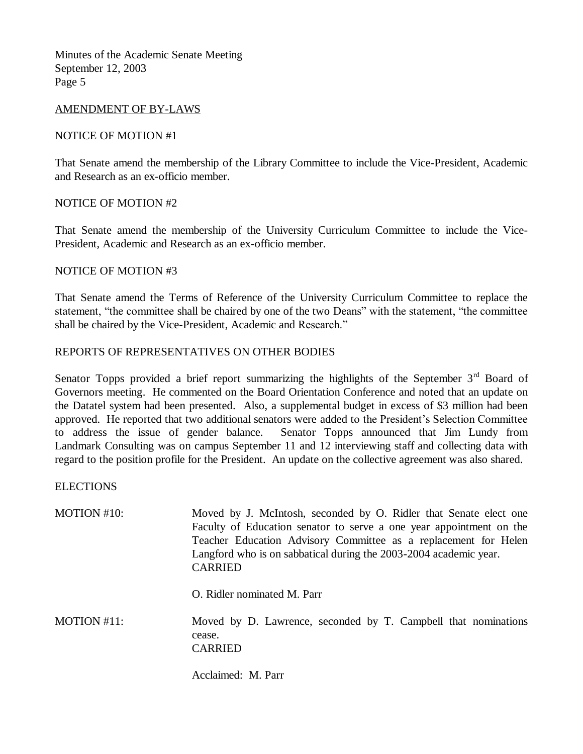## AMENDMENT OF BY-LAWS

NOTICE OF MOTION #1

That Senate amend the membership of the Library Committee to include the Vice-President, Academic and Research as an ex-officio member.

NOTICE OF MOTION #2

That Senate amend the membership of the University Curriculum Committee to include the Vice-President, Academic and Research as an ex-officio member.

NOTICE OF MOTION #3

That Senate amend the Terms of Reference of the University Curriculum Committee to replace the statement, "the committee shall be chaired by one of the two Deans" with the statement, "the committee shall be chaired by the Vice-President, Academic and Research."

## REPORTS OF REPRESENTATIVES ON OTHER BODIES

Senator Topps provided a brief report summarizing the highlights of the September 3rd Board of Governors meeting. He commented on the Board Orientation Conference and noted that an update on the Datatel system had been presented. Also, a supplemental budget in excess of $3 million had been approved. He reported that two additional senators were added to the President's Selection Committee to address the issue of gender balance. Senator Topps announced that Jim Lundy from Landmark Consulting was on campus September 11 and 12 interviewing staff and collecting data with regard to the position profile for the President. An update on the collective agreement was also shared.

## ELECTIONS

MOTION #10: Moved by J. McIntosh, seconded by O. Ridler that Senate elect one Faculty of Education senator to serve a one year appointment on the Teacher Education Advisory Committee as a replacement for Helen Langford who is on sabbatical during the 2003-2004 academic year.
CARRIED

O. Ridler nominated M. Parr

MOTION #11: Moved by D. Lawrence, seconded by T. Campbell that nominations cease.
CARRIED

Acclaimed: M. Parr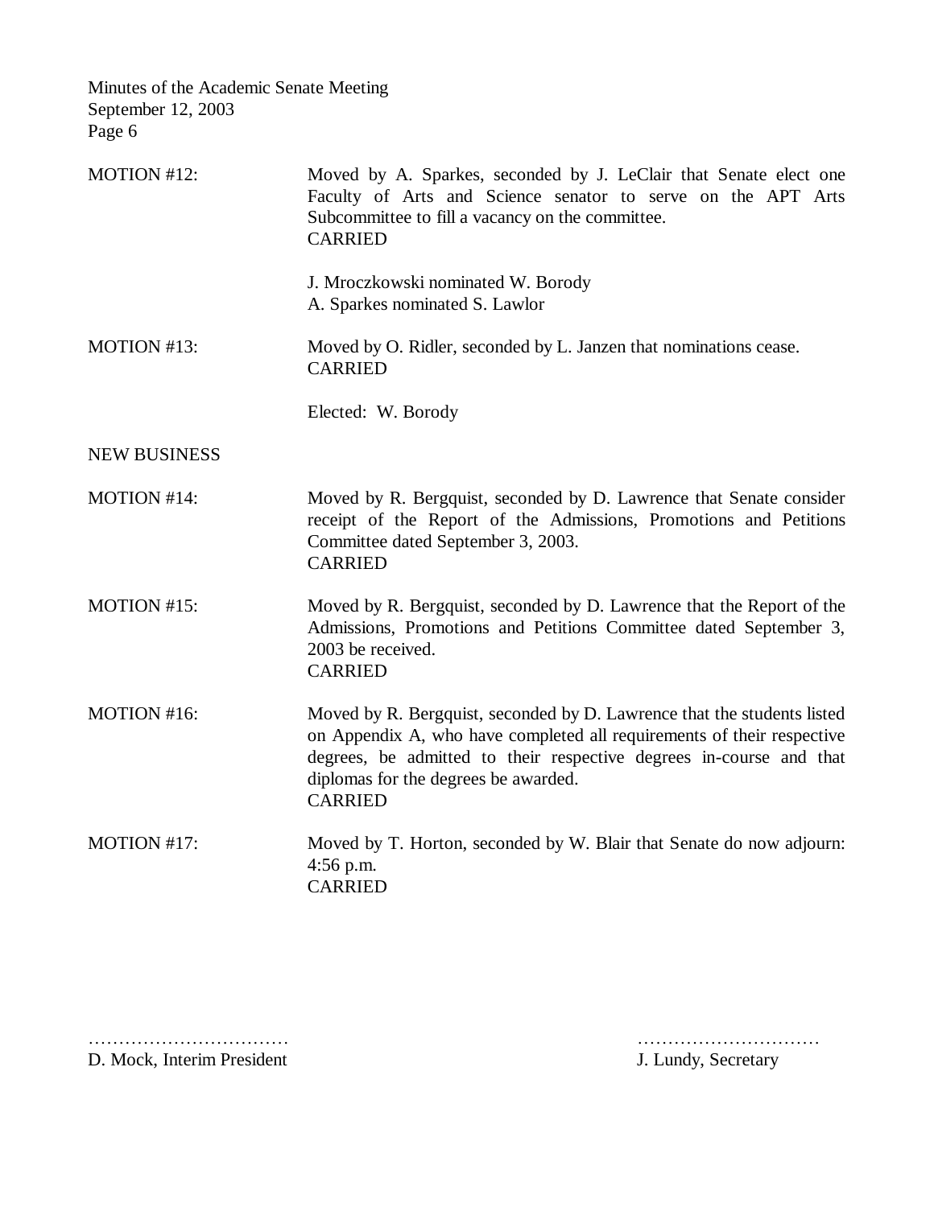MOTION #12: Moved by A. Sparkes, seconded by J. LeClair that Senate elect one Faculty of Arts and Science senator to serve on the APT Arts Subcommittee to fill a vacancy on the committee.
CARRIED

J. Mroczkowski nominated W. Borody
A. Sparkes nominated S. Lawlor

MOTION #13: Moved by O. Ridler, seconded by L. Janzen that nominations cease.
CARRIED

Elected: W. Borody

## NEW BUSINESS

MOTION #14: Moved by R. Bergquist, seconded by D. Lawrence that Senate consider receipt of the Report of the Admissions, Promotions and Petitions Committee dated September 3, 2003.
CARRIED

MOTION #15: Moved by R. Bergquist, seconded by D. Lawrence that the Report of the Admissions, Promotions and Petitions Committee dated September 3, 2003 be received.
CARRIED

MOTION #16: Moved by R. Bergquist, seconded by D. Lawrence that the students listed on Appendix A, who have completed all requirements of their respective degrees, be admitted to their respective degrees in-course and that diplomas for the degrees be awarded.
CARRIED

MOTION #17: Moved by T. Horton, seconded by W. Blair that Senate do now adjourn: 4:56 p.m.
CARRIED

……………………………
D. Mock, Interim President

…………………………
J. Lundy, Secretary